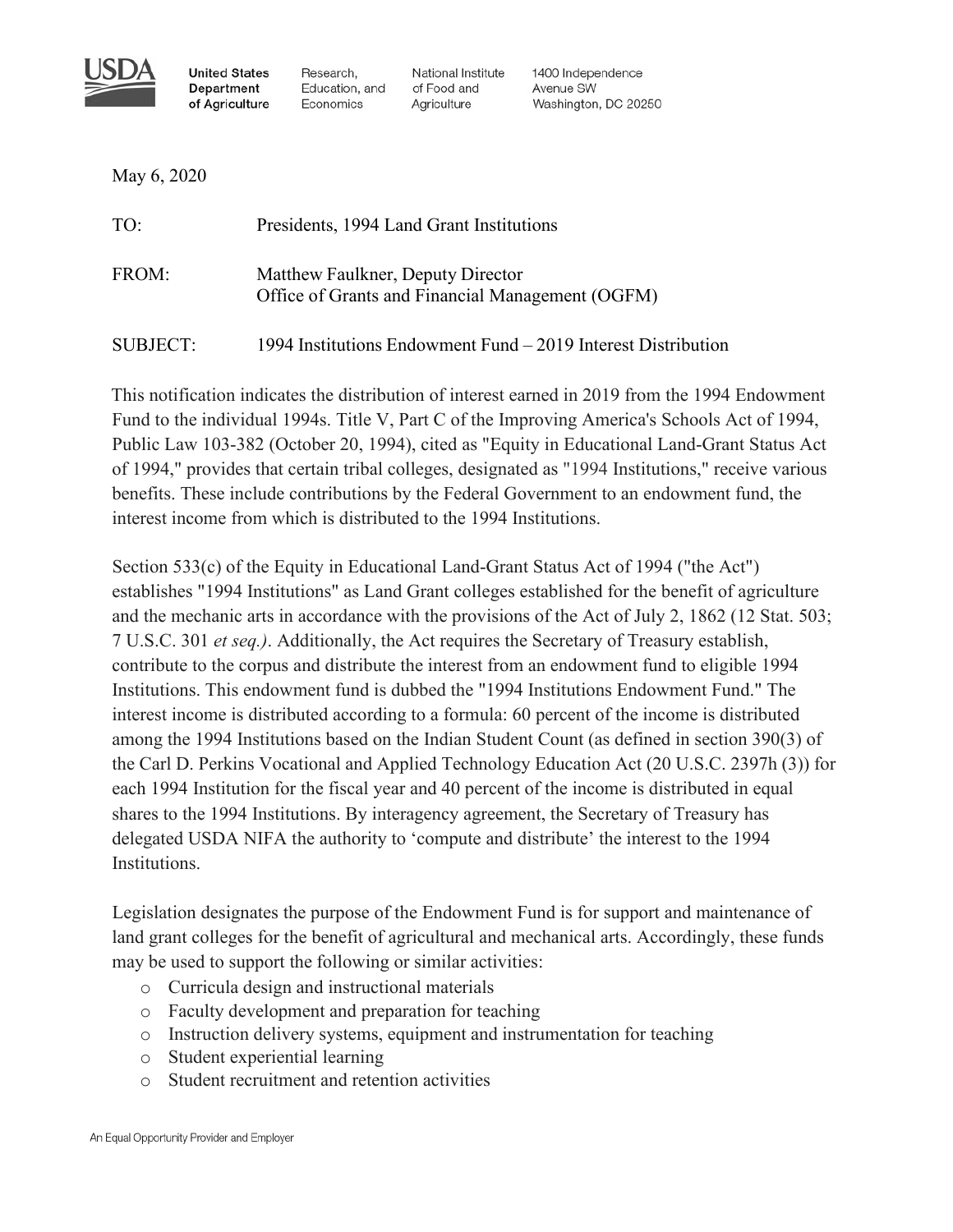United States Department of Agriculture

Research, Education, and Economics

National Institute of Food and Agriculture

1400 Independence Avenue SW
Washington, DC 20250

May 6, 2020

TO: Presidents, 1994 Land Grant Institutions

FROM: Matthew Faulkner, Deputy Director
Office of Grants and Financial Management (OGFM)

SUBJECT: 1994 Institutions Endowment Fund – 2019 Interest Distribution

This notification indicates the distribution of interest earned in 2019 from the 1994 Endowment Fund to the individual 1994s. Title V, Part C of the Improving America's Schools Act of 1994, Public Law 103-382 (October 20, 1994), cited as "Equity in Educational Land-Grant Status Act of 1994," provides that certain tribal colleges, designated as "1994 Institutions," receive various benefits. These include contributions by the Federal Government to an endowment fund, the interest income from which is distributed to the 1994 Institutions.

Section 533(c) of the Equity in Educational Land-Grant Status Act of 1994 ("the Act") establishes "1994 Institutions" as Land Grant colleges established for the benefit of agriculture and the mechanic arts in accordance with the provisions of the Act of July 2, 1862 (12 Stat. 503; 7 U.S.C. 301 *et seq.)*. Additionally, the Act requires the Secretary of Treasury establish, contribute to the corpus and distribute the interest from an endowment fund to eligible 1994 Institutions. This endowment fund is dubbed the "1994 Institutions Endowment Fund." The interest income is distributed according to a formula: 60 percent of the income is distributed among the 1994 Institutions based on the Indian Student Count (as defined in section 390(3) of the Carl D. Perkins Vocational and Applied Technology Education Act (20 U.S.C. 2397h (3)) for each 1994 Institution for the fiscal year and 40 percent of the income is distributed in equal shares to the 1994 Institutions. By interagency agreement, the Secretary of Treasury has delegated USDA NIFA the authority to 'compute and distribute' the interest to the 1994 Institutions.

Legislation designates the purpose of the Endowment Fund is for support and maintenance of land grant colleges for the benefit of agricultural and mechanical arts. Accordingly, these funds may be used to support the following or similar activities:

- Curricula design and instructional materials
- Faculty development and preparation for teaching
- Instruction delivery systems, equipment and instrumentation for teaching
- Student experiential learning
- Student recruitment and retention activities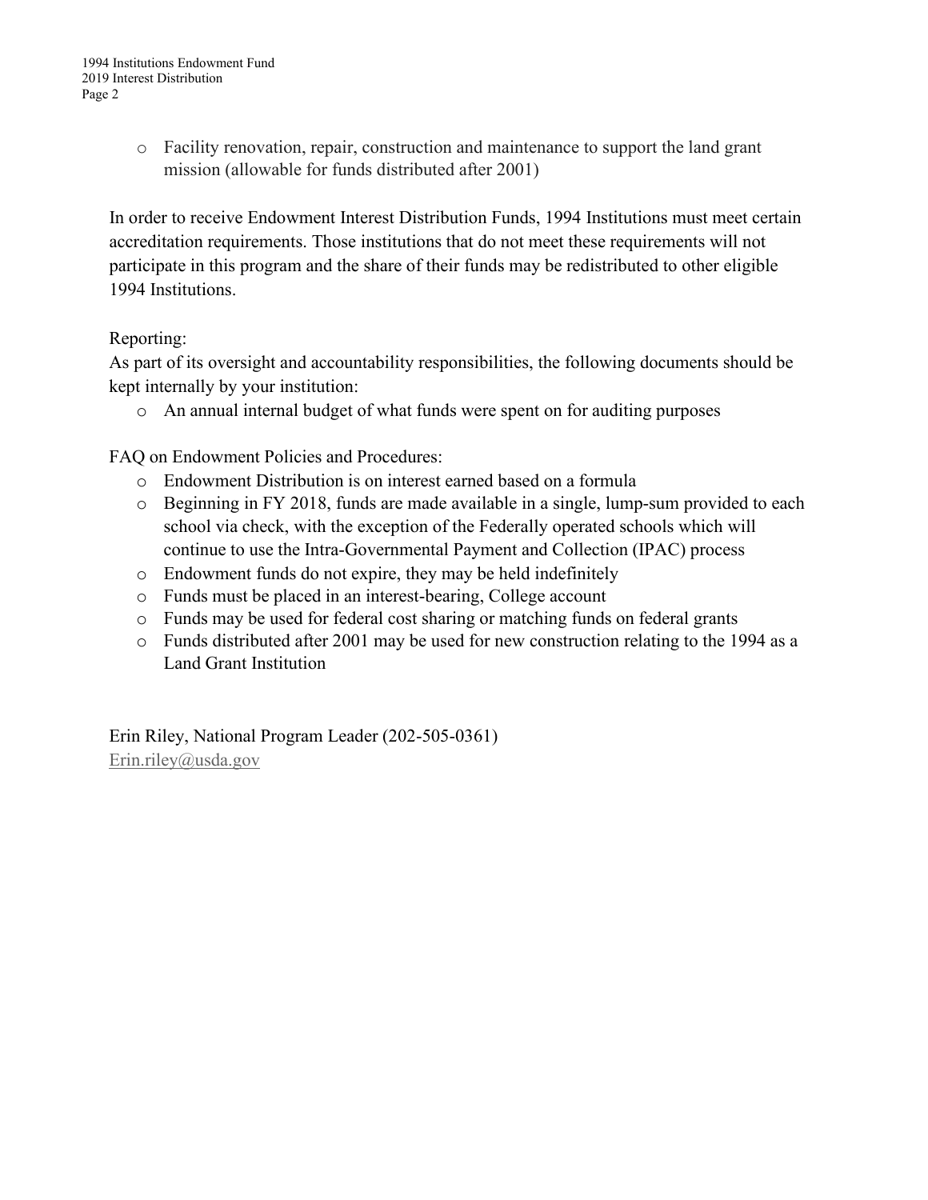- Facility renovation, repair, construction and maintenance to support the land grant mission (allowable for funds distributed after 2001)

In order to receive Endowment Interest Distribution Funds, 1994 Institutions must meet certain accreditation requirements. Those institutions that do not meet these requirements will not participate in this program and the share of their funds may be redistributed to other eligible 1994 Institutions.

Reporting:
As part of its oversight and accountability responsibilities, the following documents should be kept internally by your institution:

- An annual internal budget of what funds were spent on for auditing purposes

FAQ on Endowment Policies and Procedures:

- Endowment Distribution is on interest earned based on a formula
- Beginning in FY 2018, funds are made available in a single, lump-sum provided to each school via check, with the exception of the Federally operated schools which will continue to use the Intra-Governmental Payment and Collection (IPAC) process
- Endowment funds do not expire, they may be held indefinitely
- Funds must be placed in an interest-bearing, College account
- Funds may be used for federal cost sharing or matching funds on federal grants
- Funds distributed after 2001 may be used for new construction relating to the 1994 as a Land Grant Institution

Erin Riley, National Program Leader (202-505-0361)
Erin.riley@usda.gov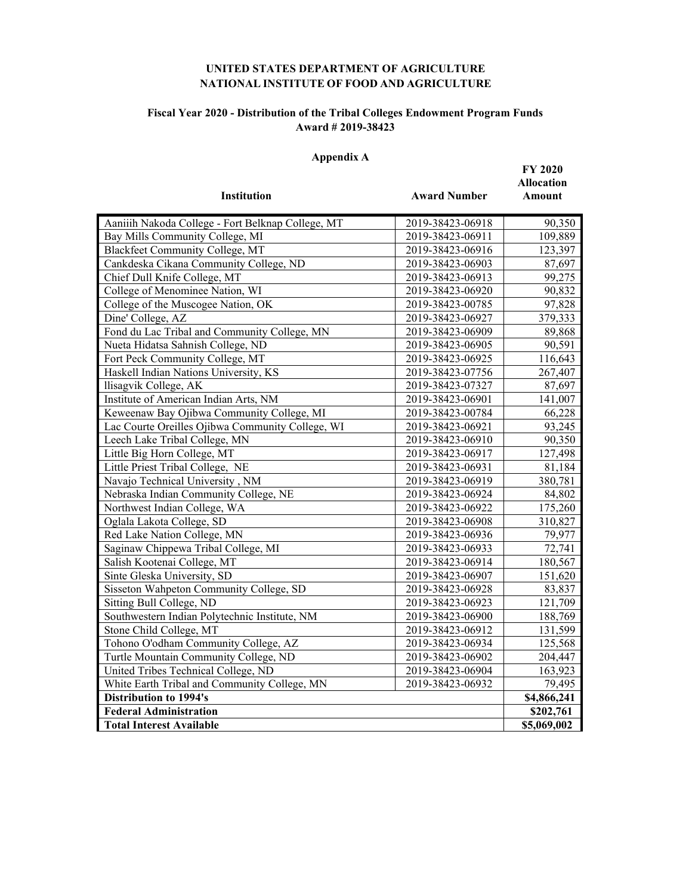**UNITED STATES DEPARTMENT OF AGRICULTURE**
**NATIONAL INSTITUTE OF FOOD AND AGRICULTURE**

**Fiscal Year 2020 - Distribution of the Tribal Colleges Endowment Program Funds**
**Award # 2019-38423**

**Appendix A**

| Institution | Award Number | FY 2020 Allocation Amount |
|---|---|---|
| Aaniiih Nakoda College - Fort Belknap College, MT | 2019-38423-06918 | 90,350 |
| Bay Mills Community College, MI | 2019-38423-06911 | 109,889 |
| Blackfeet Community College, MT | 2019-38423-06916 | 123,397 |
| Cankdeska Cikana Community College, ND | 2019-38423-06903 | 87,697 |
| Chief Dull Knife College, MT | 2019-38423-06913 | 99,275 |
| College of Menominee Nation, WI | 2019-38423-06920 | 90,832 |
| College of the Muscogee Nation, OK | 2019-38423-00785 | 97,828 |
| Dine' College, AZ | 2019-38423-06927 | 379,333 |
| Fond du Lac Tribal and Community College, MN | 2019-38423-06909 | 89,868 |
| Nueta Hidatsa Sahnish College, ND | 2019-38423-06905 | 90,591 |
| Fort Peck Community College, MT | 2019-38423-06925 | 116,643 |
| Haskell Indian Nations University, KS | 2019-38423-07756 | 267,407 |
| llisagvik College, AK | 2019-38423-07327 | 87,697 |
| Institute of American Indian Arts, NM | 2019-38423-06901 | 141,007 |
| Keweenaw Bay Ojibwa Community College, MI | 2019-38423-00784 | 66,228 |
| Lac Courte Oreilles Ojibwa Community College, WI | 2019-38423-06921 | 93,245 |
| Leech Lake Tribal College, MN | 2019-38423-06910 | 90,350 |
| Little Big Horn College, MT | 2019-38423-06917 | 127,498 |
| Little Priest Tribal College, NE | 2019-38423-06931 | 81,184 |
| Navajo Technical University , NM | 2019-38423-06919 | 380,781 |
| Nebraska Indian Community College, NE | 2019-38423-06924 | 84,802 |
| Northwest Indian College, WA | 2019-38423-06922 | 175,260 |
| Oglala Lakota College, SD | 2019-38423-06908 | 310,827 |
| Red Lake Nation College, MN | 2019-38423-06936 | 79,977 |
| Saginaw Chippewa Tribal College, MI | 2019-38423-06933 | 72,741 |
| Salish Kootenai College, MT | 2019-38423-06914 | 180,567 |
| Sinte Gleska University, SD | 2019-38423-06907 | 151,620 |
| Sisseton Wahpeton Community College, SD | 2019-38423-06928 | 83,837 |
| Sitting Bull College, ND | 2019-38423-06923 | 121,709 |
| Southwestern Indian Polytechnic Institute, NM | 2019-38423-06900 | 188,769 |
| Stone Child College, MT | 2019-38423-06912 | 131,599 |
| Tohono O'odham Community College, AZ | 2019-38423-06934 | 125,568 |
| Turtle Mountain Community College, ND | 2019-38423-06902 | 204,447 |
| United Tribes Technical College, ND | 2019-38423-06904 | 163,923 |
| White Earth Tribal and Community College, MN | 2019-38423-06932 | 79,495 |
| **Distribution to 1994's** | | **$4,866,241** |
| **Federal Administration** | | **$202,761** |
| **Total Interest Available** | | **$5,069,002** |